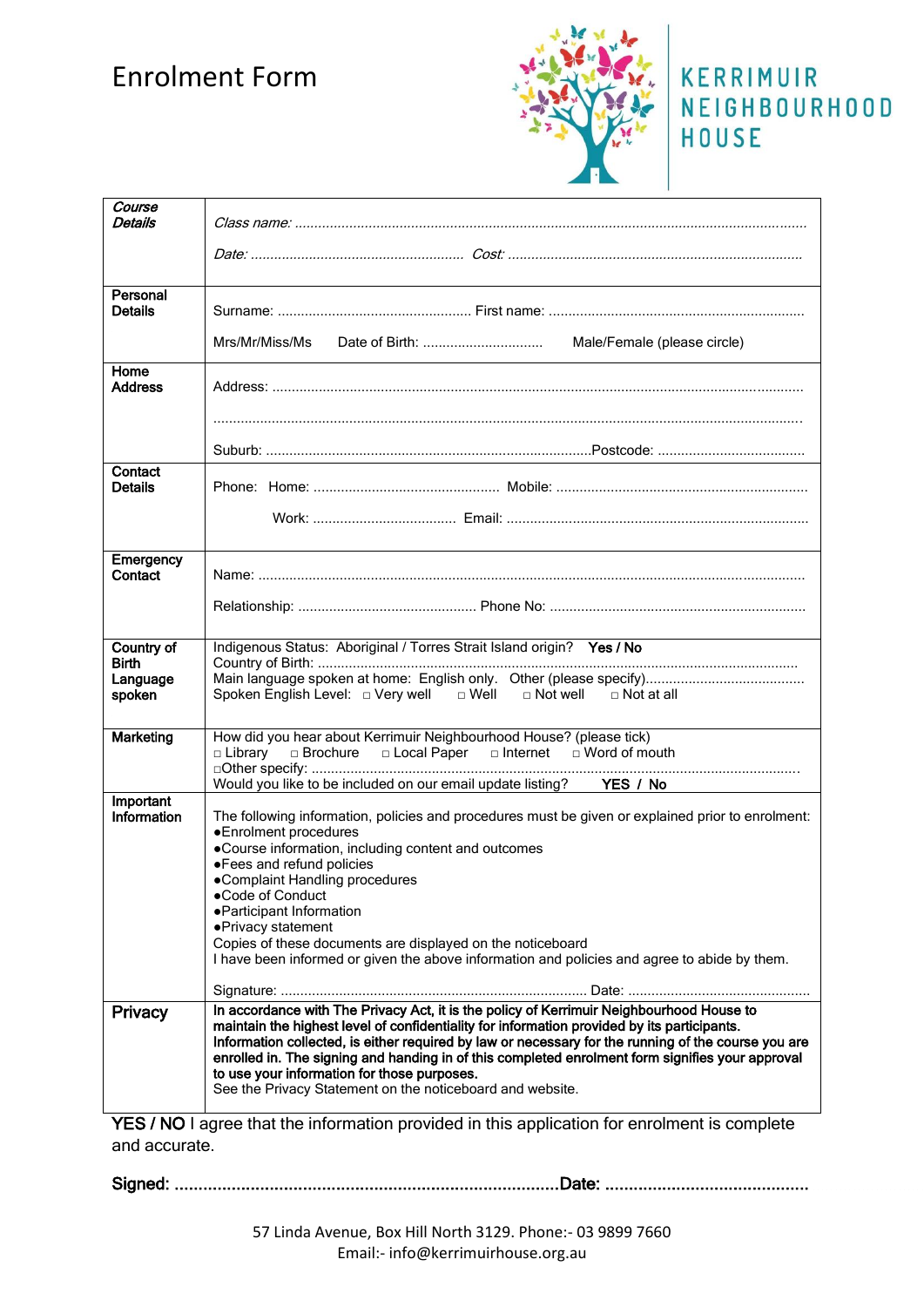# Enrolment Form

KERRIMUIR NEIGHBOURHOOD HOUSE

| | |
|---|---|
| ***Course Details*** | *Class name:* ................................................................................................................................<br>*Date:* ...................................................... *Cost:* .......................................................................... |
| **Personal Details** | Surname: ................................................. First name: ................................................................<br>Mrs/Mr/Miss/Ms Date of Birth: .............................. Male/Female (please circle) |
| **Home Address** | Address: .......................................................................................................................................<br>.......................................................................................................................................................<br>Suburb: ..................................................................................Postcode: ...................................... |
| **Contact Details** | Phone: Home: ............................................... Mobile: ................................................................<br>Work: .................................... Email: ............................................................................ |
| **Emergency Contact** | Name: ..........................................................................................................................................<br>Relationship: ............................................. Phone No: ................................................................. |
| **Country of Birth Language spoken** | Indigenous Status: Aboriginal / Torres Strait Island origin? **Yes / No**<br>Country of Birth: ..........................................................................................................................<br>Main language spoken at home: English only. Other (please specify)........................................<br>Spoken English Level: □ Very well □ Well □ Not well □ Not at all |
| **Marketing** | How did you hear about Kerrimuir Neighbourhood House? (please tick)<br>□ Library □ Brochure □ Local Paper □ Internet □ Word of mouth<br>□Other specify: ..............................................................................................................................<br>Would you like to be included on our email update listing? **YES / No** |
| **Important Information** | The following information, policies and procedures must be given or explained prior to enrolment:<br>●Enrolment procedures<br>●Course information, including content and outcomes<br>●Fees and refund policies<br>●Complaint Handling procedures<br>●Code of Conduct<br>●Participant Information<br>●Privacy statement<br>Copies of these documents are displayed on the noticeboard<br>I have been informed or given the above information and policies and agree to abide by them.<br>Signature: .............................................................................. Date: .............................................. |
| **Privacy** | **In accordance with The Privacy Act, it is the policy of Kerrimuir Neighbourhood House to maintain the highest level of confidentiality for information provided by its participants. Information collected, is either required by law or necessary for the running of the course you are enrolled in. The signing and handing in of this completed enrolment form signifies your approval to use your information for those purposes.**<br>See the Privacy Statement on the noticeboard and website. |

**YES / NO** I agree that the information provided in this application for enrolment is complete and accurate.

**Signed:** ...............................................................................**Date:** ..........................................

57 Linda Avenue, Box Hill North 3129. Phone:- 03 9899 7660
Email:- info@kerrimuirhouse.org.au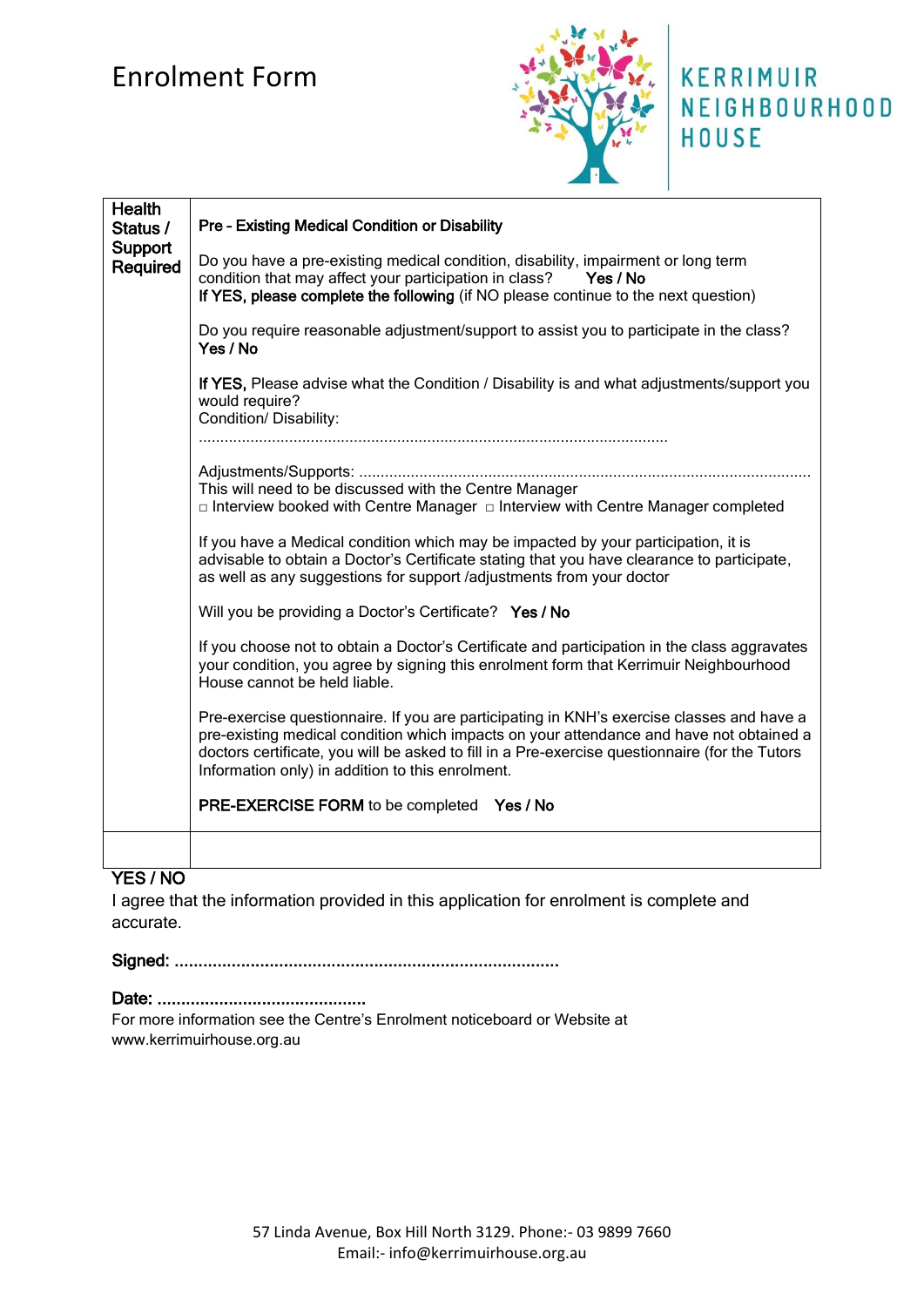# Enrolment Form

KERRIMUIR NEIGHBOURHOOD HOUSE

| | |
|---|---|
| **Health Status / Support Required** | **Pre - Existing Medical Condition or Disability**<br><br>Do you have a pre-existing medical condition, disability, impairment or long term condition that may affect your participation in class? **Yes / No**<br>**If YES, please complete the following** (if NO please continue to the next question)<br><br>Do you require reasonable adjustment/support to assist you to participate in the class? **Yes / No**<br><br>**If YES,** Please advise what the Condition / Disability is and what adjustments/support you would require?<br>Condition/ Disability:<br>..............................................................................................................<br><br>Adjustments/Supports: ......................................................................................................<br>This will need to be discussed with the Centre Manager<br>□ Interview booked with Centre Manager □ Interview with Centre Manager completed<br><br>If you have a Medical condition which may be impacted by your participation, it is advisable to obtain a Doctor's Certificate stating that you have clearance to participate, as well as any suggestions for support /adjustments from your doctor<br><br>Will you be providing a Doctor's Certificate? **Yes / No**<br><br>If you choose not to obtain a Doctor's Certificate and participation in the class aggravates your condition, you agree by signing this enrolment form that Kerrimuir Neighbourhood House cannot be held liable.<br><br>Pre-exercise questionnaire. If you are participating in KNH's exercise classes and have a pre-existing medical condition which impacts on your attendance and have not obtained a doctors certificate, you will be asked to fill in a Pre-exercise questionnaire (for the Tutors Information only) in addition to this enrolment.<br><br>**PRE-EXERCISE FORM** to be completed **Yes / No** |
| | |

YES / NO

I agree that the information provided in this application for enrolment is complete and accurate.

**Signed:** ................................................................................

**Date:** ............................................

For more information see the Centre's Enrolment noticeboard or Website at www.kerrimuirhouse.org.au

57 Linda Avenue, Box Hill North 3129. Phone:- 03 9899 7660
Email:- info@kerrimuirhouse.org.au